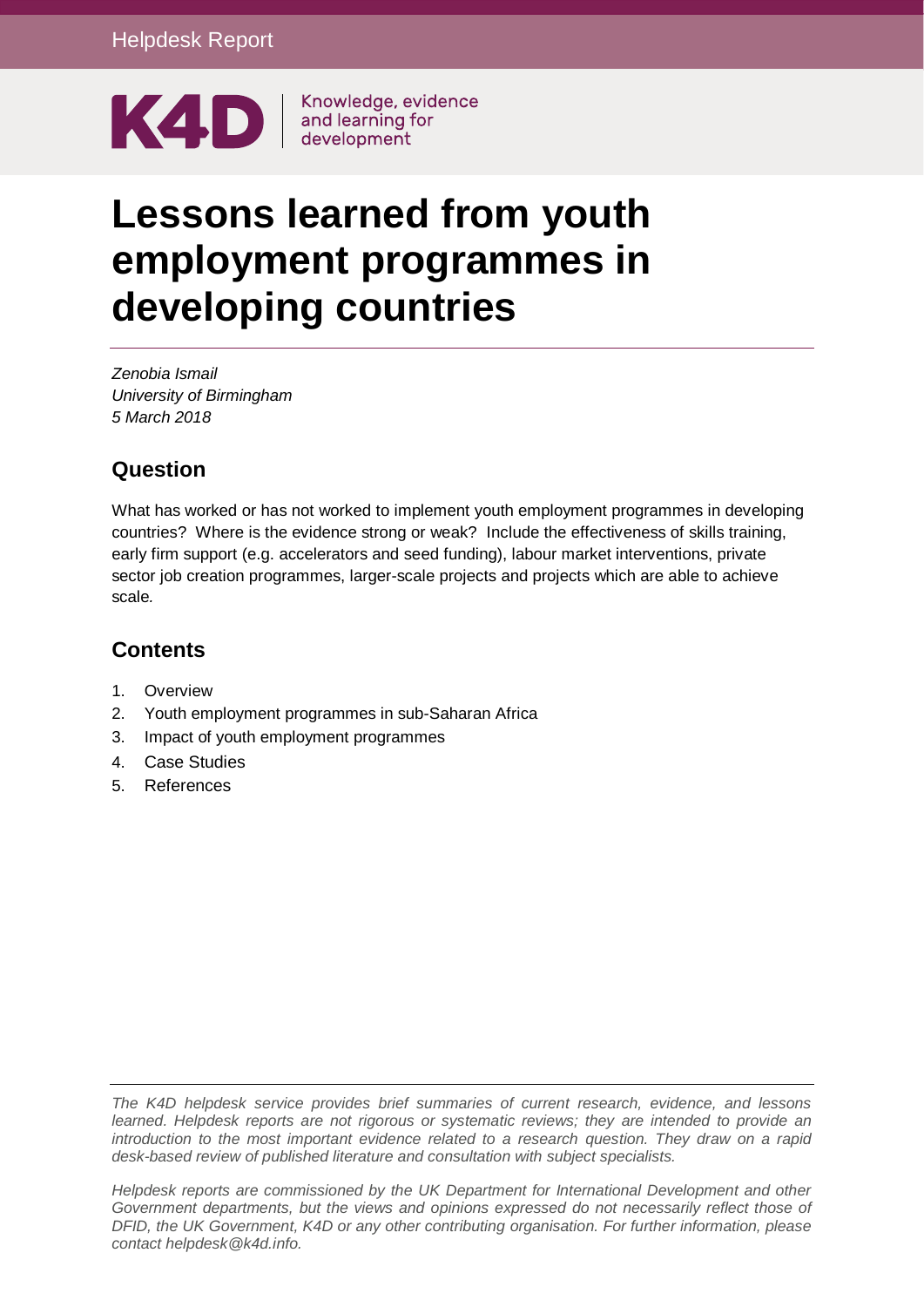Helpdesk Report

K4D | Knowledge, evidence and learning for development

# Lessons learned from youth employment programmes in developing countries

*Zenobia Ismail*
*University of Birmingham*
*5 March 2018*

## Question

What has worked or has not worked to implement youth employment programmes in developing countries? Where is the evidence strong or weak? Include the effectiveness of skills training, early firm support (e.g. accelerators and seed funding), labour market interventions, private sector job creation programmes, larger-scale projects and projects which are able to achieve scale.

## Contents

1. Overview
2. Youth employment programmes in sub-Saharan Africa
3. Impact of youth employment programmes
4. Case Studies
5. References

*The K4D helpdesk service provides brief summaries of current research, evidence, and lessons learned. Helpdesk reports are not rigorous or systematic reviews; they are intended to provide an introduction to the most important evidence related to a research question. They draw on a rapid desk-based review of published literature and consultation with subject specialists.*

*Helpdesk reports are commissioned by the UK Department for International Development and other Government departments, but the views and opinions expressed do not necessarily reflect those of DFID, the UK Government, K4D or any other contributing organisation. For further information, please contact helpdesk@k4d.info.*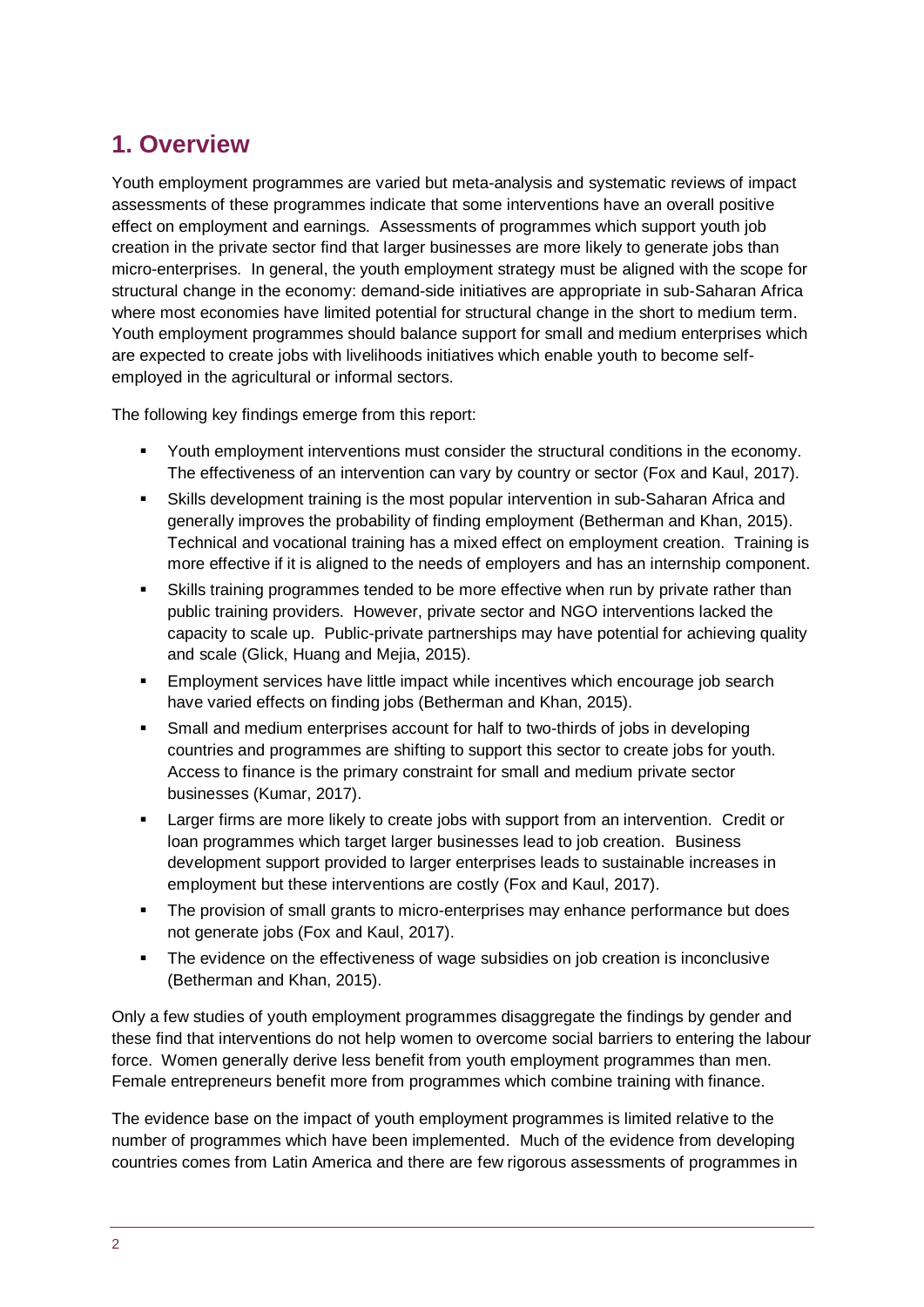# 1. Overview

Youth employment programmes are varied but meta-analysis and systematic reviews of impact assessments of these programmes indicate that some interventions have an overall positive effect on employment and earnings. Assessments of programmes which support youth job creation in the private sector find that larger businesses are more likely to generate jobs than micro-enterprises. In general, the youth employment strategy must be aligned with the scope for structural change in the economy: demand-side initiatives are appropriate in sub-Saharan Africa where most economies have limited potential for structural change in the short to medium term. Youth employment programmes should balance support for small and medium enterprises which are expected to create jobs with livelihoods initiatives which enable youth to become self-employed in the agricultural or informal sectors.

The following key findings emerge from this report:

- Youth employment interventions must consider the structural conditions in the economy. The effectiveness of an intervention can vary by country or sector (Fox and Kaul, 2017).
- Skills development training is the most popular intervention in sub-Saharan Africa and generally improves the probability of finding employment (Betherman and Khan, 2015). Technical and vocational training has a mixed effect on employment creation. Training is more effective if it is aligned to the needs of employers and has an internship component.
- Skills training programmes tended to be more effective when run by private rather than public training providers. However, private sector and NGO interventions lacked the capacity to scale up. Public-private partnerships may have potential for achieving quality and scale (Glick, Huang and Mejia, 2015).
- Employment services have little impact while incentives which encourage job search have varied effects on finding jobs (Betherman and Khan, 2015).
- Small and medium enterprises account for half to two-thirds of jobs in developing countries and programmes are shifting to support this sector to create jobs for youth. Access to finance is the primary constraint for small and medium private sector businesses (Kumar, 2017).
- Larger firms are more likely to create jobs with support from an intervention. Credit or loan programmes which target larger businesses lead to job creation. Business development support provided to larger enterprises leads to sustainable increases in employment but these interventions are costly (Fox and Kaul, 2017).
- The provision of small grants to micro-enterprises may enhance performance but does not generate jobs (Fox and Kaul, 2017).
- The evidence on the effectiveness of wage subsidies on job creation is inconclusive (Betherman and Khan, 2015).

Only a few studies of youth employment programmes disaggregate the findings by gender and these find that interventions do not help women to overcome social barriers to entering the labour force. Women generally derive less benefit from youth employment programmes than men. Female entrepreneurs benefit more from programmes which combine training with finance.

The evidence base on the impact of youth employment programmes is limited relative to the number of programmes which have been implemented. Much of the evidence from developing countries comes from Latin America and there are few rigorous assessments of programmes in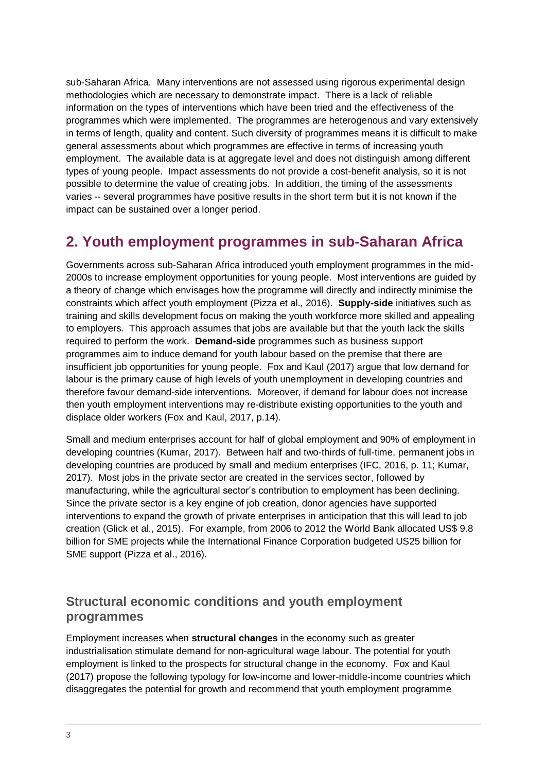sub-Saharan Africa. Many interventions are not assessed using rigorous experimental design methodologies which are necessary to demonstrate impact. There is a lack of reliable information on the types of interventions which have been tried and the effectiveness of the programmes which were implemented. The programmes are heterogenous and vary extensively in terms of length, quality and content. Such diversity of programmes means it is difficult to make general assessments about which programmes are effective in terms of increasing youth employment. The available data is at aggregate level and does not distinguish among different types of young people. Impact assessments do not provide a cost-benefit analysis, so it is not possible to determine the value of creating jobs. In addition, the timing of the assessments varies -- several programmes have positive results in the short term but it is not known if the impact can be sustained over a longer period.

## 2. Youth employment programmes in sub-Saharan Africa

Governments across sub-Saharan Africa introduced youth employment programmes in the mid-2000s to increase employment opportunities for young people. Most interventions are guided by a theory of change which envisages how the programme will directly and indirectly minimise the constraints which affect youth employment (Pizza et al., 2016). **Supply-side** initiatives such as training and skills development focus on making the youth workforce more skilled and appealing to employers. This approach assumes that jobs are available but that the youth lack the skills required to perform the work. **Demand-side** programmes such as business support programmes aim to induce demand for youth labour based on the premise that there are insufficient job opportunities for young people. Fox and Kaul (2017) argue that low demand for labour is the primary cause of high levels of youth unemployment in developing countries and therefore favour demand-side interventions. Moreover, if demand for labour does not increase then youth employment interventions may re-distribute existing opportunities to the youth and displace older workers (Fox and Kaul, 2017, p.14).

Small and medium enterprises account for half of global employment and 90% of employment in developing countries (Kumar, 2017). Between half and two-thirds of full-time, permanent jobs in developing countries are produced by small and medium enterprises (IFC, 2016, p. 11; Kumar, 2017). Most jobs in the private sector are created in the services sector, followed by manufacturing, while the agricultural sector's contribution to employment has been declining. Since the private sector is a key engine of job creation, donor agencies have supported interventions to expand the growth of private enterprises in anticipation that this will lead to job creation (Glick et al., 2015). For example, from 2006 to 2012 the World Bank allocated US$ 9.8 billion for SME projects while the International Finance Corporation budgeted US25 billion for SME support (Pizza et al., 2016).

### Structural economic conditions and youth employment programmes

Employment increases when **structural changes** in the economy such as greater industrialisation stimulate demand for non-agricultural wage labour. The potential for youth employment is linked to the prospects for structural change in the economy. Fox and Kaul (2017) propose the following typology for low-income and lower-middle-income countries which disaggregates the potential for growth and recommend that youth employment programme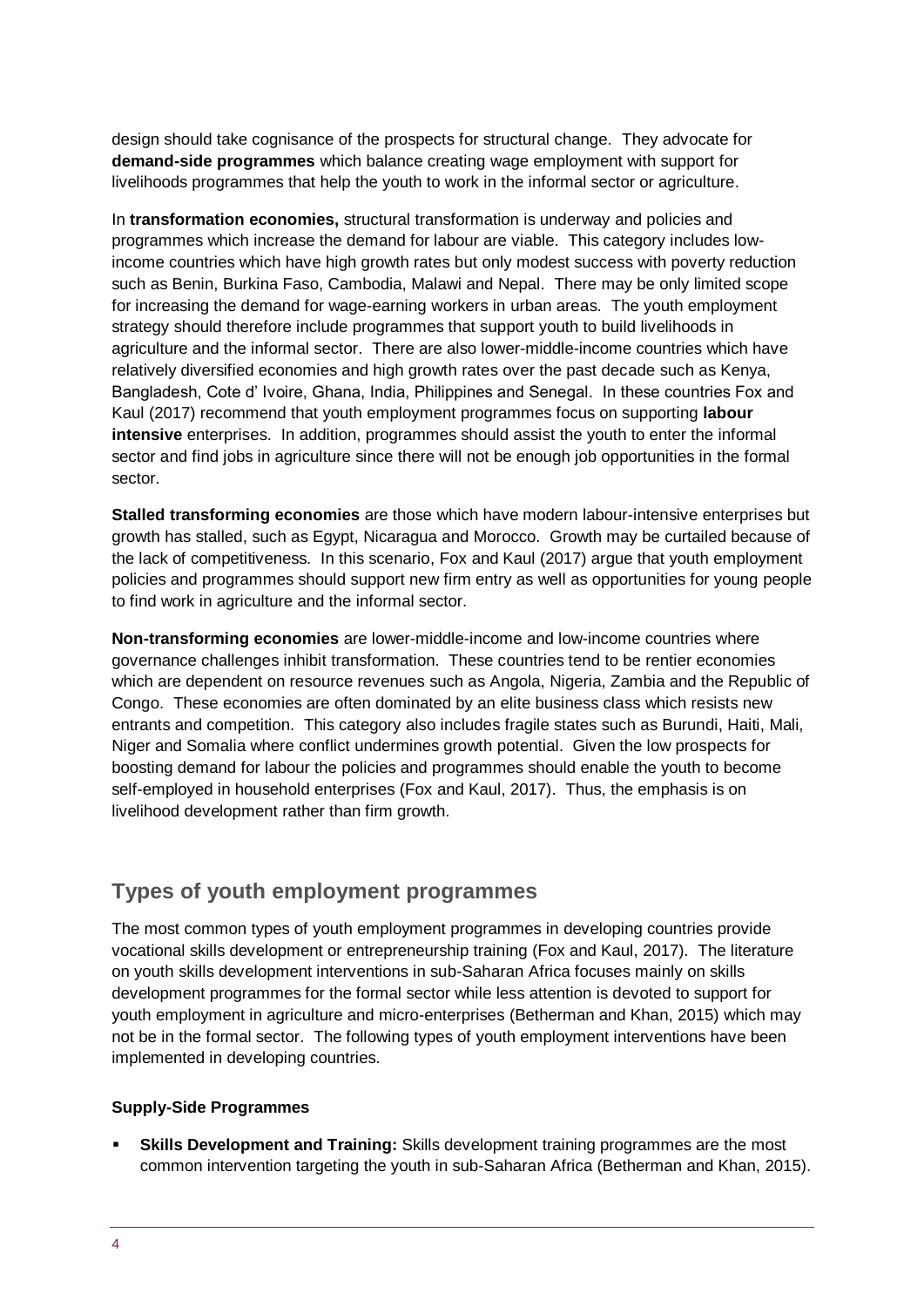design should take cognisance of the prospects for structural change. They advocate for **demand-side programmes** which balance creating wage employment with support for livelihoods programmes that help the youth to work in the informal sector or agriculture.

In **transformation economies,** structural transformation is underway and policies and programmes which increase the demand for labour are viable. This category includes low-income countries which have high growth rates but only modest success with poverty reduction such as Benin, Burkina Faso, Cambodia, Malawi and Nepal. There may be only limited scope for increasing the demand for wage-earning workers in urban areas. The youth employment strategy should therefore include programmes that support youth to build livelihoods in agriculture and the informal sector. There are also lower-middle-income countries which have relatively diversified economies and high growth rates over the past decade such as Kenya, Bangladesh, Cote d' Ivoire, Ghana, India, Philippines and Senegal. In these countries Fox and Kaul (2017) recommend that youth employment programmes focus on supporting **labour intensive** enterprises. In addition, programmes should assist the youth to enter the informal sector and find jobs in agriculture since there will not be enough job opportunities in the formal sector.

**Stalled transforming economies** are those which have modern labour-intensive enterprises but growth has stalled, such as Egypt, Nicaragua and Morocco. Growth may be curtailed because of the lack of competitiveness. In this scenario, Fox and Kaul (2017) argue that youth employment policies and programmes should support new firm entry as well as opportunities for young people to find work in agriculture and the informal sector.

**Non-transforming economies** are lower-middle-income and low-income countries where governance challenges inhibit transformation. These countries tend to be rentier economies which are dependent on resource revenues such as Angola, Nigeria, Zambia and the Republic of Congo. These economies are often dominated by an elite business class which resists new entrants and competition. This category also includes fragile states such as Burundi, Haiti, Mali, Niger and Somalia where conflict undermines growth potential. Given the low prospects for boosting demand for labour the policies and programmes should enable the youth to become self-employed in household enterprises (Fox and Kaul, 2017). Thus, the emphasis is on livelihood development rather than firm growth.

## Types of youth employment programmes

The most common types of youth employment programmes in developing countries provide vocational skills development or entrepreneurship training (Fox and Kaul, 2017). The literature on youth skills development interventions in sub-Saharan Africa focuses mainly on skills development programmes for the formal sector while less attention is devoted to support for youth employment in agriculture and micro-enterprises (Betherman and Khan, 2015) which may not be in the formal sector. The following types of youth employment interventions have been implemented in developing countries.

**Supply-Side Programmes**

- **Skills Development and Training:** Skills development training programmes are the most common intervention targeting the youth in sub-Saharan Africa (Betherman and Khan, 2015).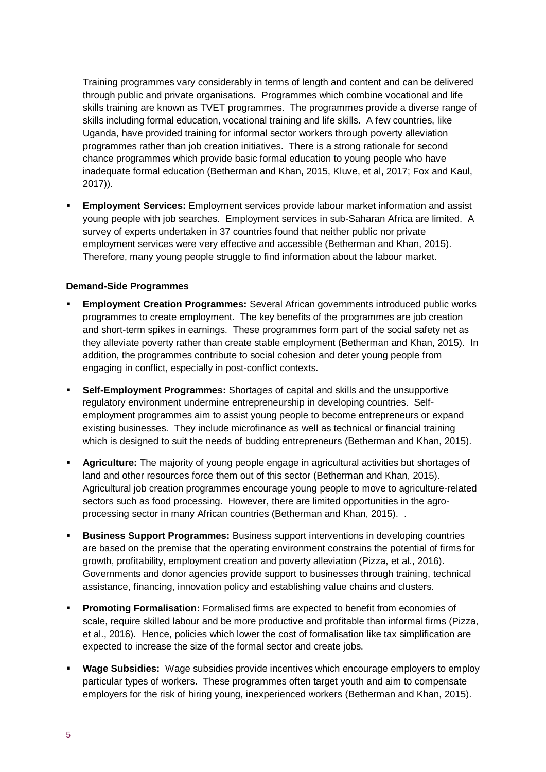Training programmes vary considerably in terms of length and content and can be delivered through public and private organisations. Programmes which combine vocational and life skills training are known as TVET programmes. The programmes provide a diverse range of skills including formal education, vocational training and life skills. A few countries, like Uganda, have provided training for informal sector workers through poverty alleviation programmes rather than job creation initiatives. There is a strong rationale for second chance programmes which provide basic formal education to young people who have inadequate formal education (Betherman and Khan, 2015, Kluve, et al, 2017; Fox and Kaul, 2017)).

- **Employment Services:** Employment services provide labour market information and assist young people with job searches. Employment services in sub-Saharan Africa are limited. A survey of experts undertaken in 37 countries found that neither public nor private employment services were very effective and accessible (Betherman and Khan, 2015). Therefore, many young people struggle to find information about the labour market.

**Demand-Side Programmes**

- **Employment Creation Programmes:** Several African governments introduced public works programmes to create employment. The key benefits of the programmes are job creation and short-term spikes in earnings. These programmes form part of the social safety net as they alleviate poverty rather than create stable employment (Betherman and Khan, 2015). In addition, the programmes contribute to social cohesion and deter young people from engaging in conflict, especially in post-conflict contexts.
- **Self-Employment Programmes:** Shortages of capital and skills and the unsupportive regulatory environment undermine entrepreneurship in developing countries. Self-employment programmes aim to assist young people to become entrepreneurs or expand existing businesses. They include microfinance as well as technical or financial training which is designed to suit the needs of budding entrepreneurs (Betherman and Khan, 2015).
- **Agriculture:** The majority of young people engage in agricultural activities but shortages of land and other resources force them out of this sector (Betherman and Khan, 2015). Agricultural job creation programmes encourage young people to move to agriculture-related sectors such as food processing. However, there are limited opportunities in the agro-processing sector in many African countries (Betherman and Khan, 2015). .
- **Business Support Programmes:** Business support interventions in developing countries are based on the premise that the operating environment constrains the potential of firms for growth, profitability, employment creation and poverty alleviation (Pizza, et al., 2016). Governments and donor agencies provide support to businesses through training, technical assistance, financing, innovation policy and establishing value chains and clusters.
- **Promoting Formalisation:** Formalised firms are expected to benefit from economies of scale, require skilled labour and be more productive and profitable than informal firms (Pizza, et al., 2016). Hence, policies which lower the cost of formalisation like tax simplification are expected to increase the size of the formal sector and create jobs.
- **Wage Subsidies:** Wage subsidies provide incentives which encourage employers to employ particular types of workers. These programmes often target youth and aim to compensate employers for the risk of hiring young, inexperienced workers (Betherman and Khan, 2015).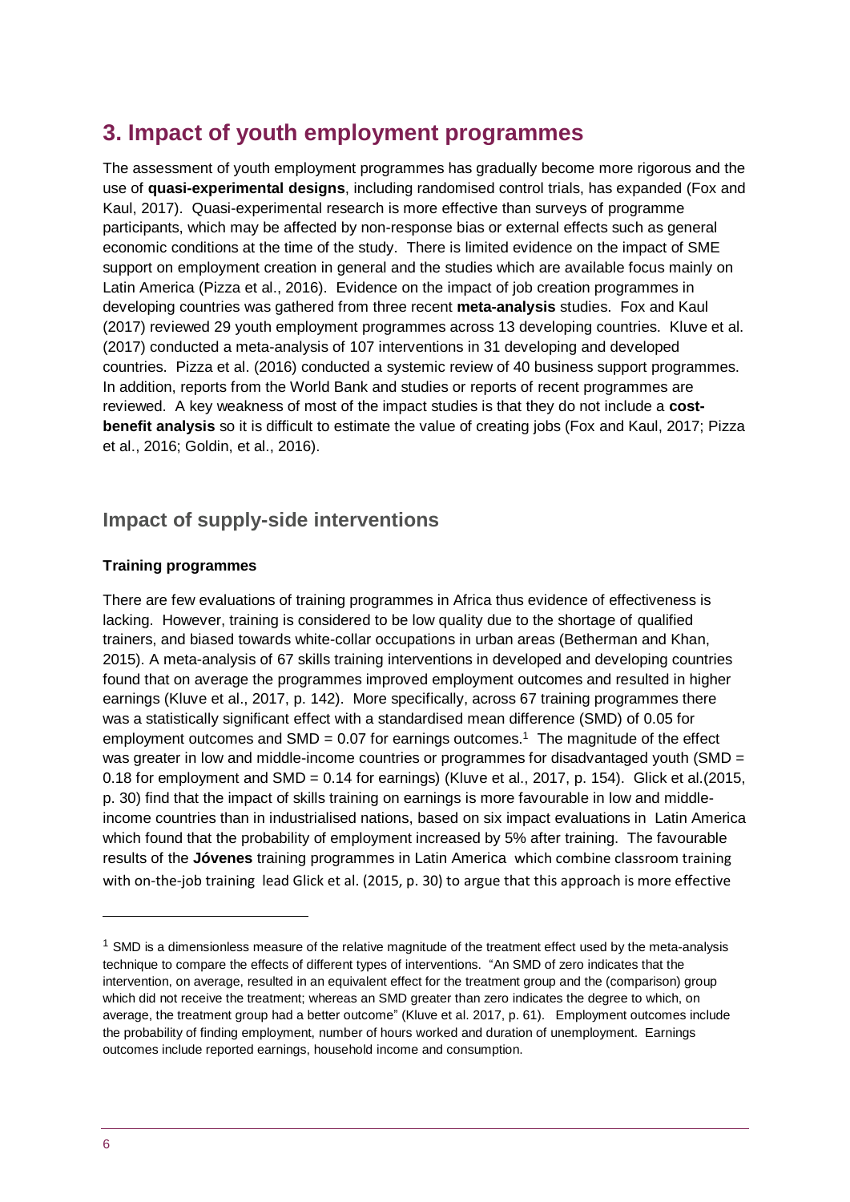# 3. Impact of youth employment programmes

The assessment of youth employment programmes has gradually become more rigorous and the use of **quasi-experimental designs**, including randomised control trials, has expanded (Fox and Kaul, 2017). Quasi-experimental research is more effective than surveys of programme participants, which may be affected by non-response bias or external effects such as general economic conditions at the time of the study. There is limited evidence on the impact of SME support on employment creation in general and the studies which are available focus mainly on Latin America (Pizza et al., 2016). Evidence on the impact of job creation programmes in developing countries was gathered from three recent **meta-analysis** studies. Fox and Kaul (2017) reviewed 29 youth employment programmes across 13 developing countries. Kluve et al. (2017) conducted a meta-analysis of 107 interventions in 31 developing and developed countries. Pizza et al. (2016) conducted a systemic review of 40 business support programmes. In addition, reports from the World Bank and studies or reports of recent programmes are reviewed. A key weakness of most of the impact studies is that they do not include a **cost-benefit analysis** so it is difficult to estimate the value of creating jobs (Fox and Kaul, 2017; Pizza et al., 2016; Goldin, et al., 2016).

## Impact of supply-side interventions

**Training programmes**

There are few evaluations of training programmes in Africa thus evidence of effectiveness is lacking. However, training is considered to be low quality due to the shortage of qualified trainers, and biased towards white-collar occupations in urban areas (Betherman and Khan, 2015). A meta-analysis of 67 skills training interventions in developed and developing countries found that on average the programmes improved employment outcomes and resulted in higher earnings (Kluve et al., 2017, p. 142). More specifically, across 67 training programmes there was a statistically significant effect with a standardised mean difference (SMD) of 0.05 for employment outcomes and SMD = 0.07 for earnings outcomes.[1] The magnitude of the effect was greater in low and middle-income countries or programmes for disadvantaged youth (SMD = 0.18 for employment and SMD = 0.14 for earnings) (Kluve et al., 2017, p. 154). Glick et al.(2015, p. 30) find that the impact of skills training on earnings is more favourable in low and middle-income countries than in industrialised nations, based on six impact evaluations in Latin America which found that the probability of employment increased by 5% after training. The favourable results of the **Jóvenes** training programmes in Latin America which combine classroom training with on-the-job training lead Glick et al. (2015, p. 30) to argue that this approach is more effective

[1] SMD is a dimensionless measure of the relative magnitude of the treatment effect used by the meta-analysis technique to compare the effects of different types of interventions. "An SMD of zero indicates that the intervention, on average, resulted in an equivalent effect for the treatment group and the (comparison) group which did not receive the treatment; whereas an SMD greater than zero indicates the degree to which, on average, the treatment group had a better outcome" (Kluve et al. 2017, p. 61). Employment outcomes include the probability of finding employment, number of hours worked and duration of unemployment. Earnings outcomes include reported earnings, household income and consumption.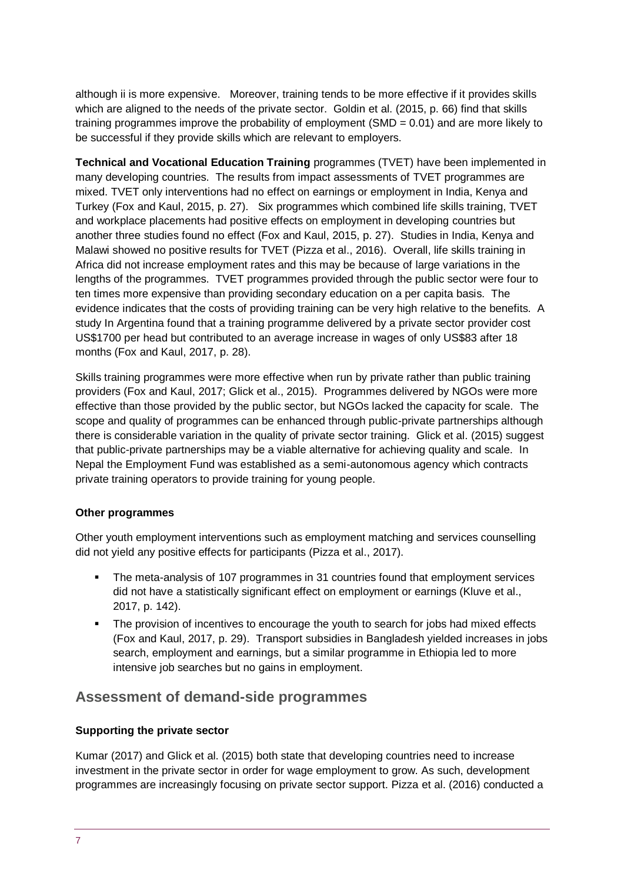although ii is more expensive. Moreover, training tends to be more effective if it provides skills which are aligned to the needs of the private sector. Goldin et al. (2015, p. 66) find that skills training programmes improve the probability of employment (SMD = 0.01) and are more likely to be successful if they provide skills which are relevant to employers.

**Technical and Vocational Education Training** programmes (TVET) have been implemented in many developing countries. The results from impact assessments of TVET programmes are mixed. TVET only interventions had no effect on earnings or employment in India, Kenya and Turkey (Fox and Kaul, 2015, p. 27). Six programmes which combined life skills training, TVET and workplace placements had positive effects on employment in developing countries but another three studies found no effect (Fox and Kaul, 2015, p. 27). Studies in India, Kenya and Malawi showed no positive results for TVET (Pizza et al., 2016). Overall, life skills training in Africa did not increase employment rates and this may be because of large variations in the lengths of the programmes. TVET programmes provided through the public sector were four to ten times more expensive than providing secondary education on a per capita basis. The evidence indicates that the costs of providing training can be very high relative to the benefits. A study In Argentina found that a training programme delivered by a private sector provider cost US$1700 per head but contributed to an average increase in wages of only US$83 after 18 months (Fox and Kaul, 2017, p. 28).

Skills training programmes were more effective when run by private rather than public training providers (Fox and Kaul, 2017; Glick et al., 2015). Programmes delivered by NGOs were more effective than those provided by the public sector, but NGOs lacked the capacity for scale. The scope and quality of programmes can be enhanced through public-private partnerships although there is considerable variation in the quality of private sector training. Glick et al. (2015) suggest that public-private partnerships may be a viable alternative for achieving quality and scale. In Nepal the Employment Fund was established as a semi-autonomous agency which contracts private training operators to provide training for young people.

**Other programmes**

Other youth employment interventions such as employment matching and services counselling did not yield any positive effects for participants (Pizza et al., 2017).

- The meta-analysis of 107 programmes in 31 countries found that employment services did not have a statistically significant effect on employment or earnings (Kluve et al., 2017, p. 142).
- The provision of incentives to encourage the youth to search for jobs had mixed effects (Fox and Kaul, 2017, p. 29). Transport subsidies in Bangladesh yielded increases in jobs search, employment and earnings, but a similar programme in Ethiopia led to more intensive job searches but no gains in employment.

## Assessment of demand-side programmes

**Supporting the private sector**

Kumar (2017) and Glick et al. (2015) both state that developing countries need to increase investment in the private sector in order for wage employment to grow. As such, development programmes are increasingly focusing on private sector support. Pizza et al. (2016) conducted a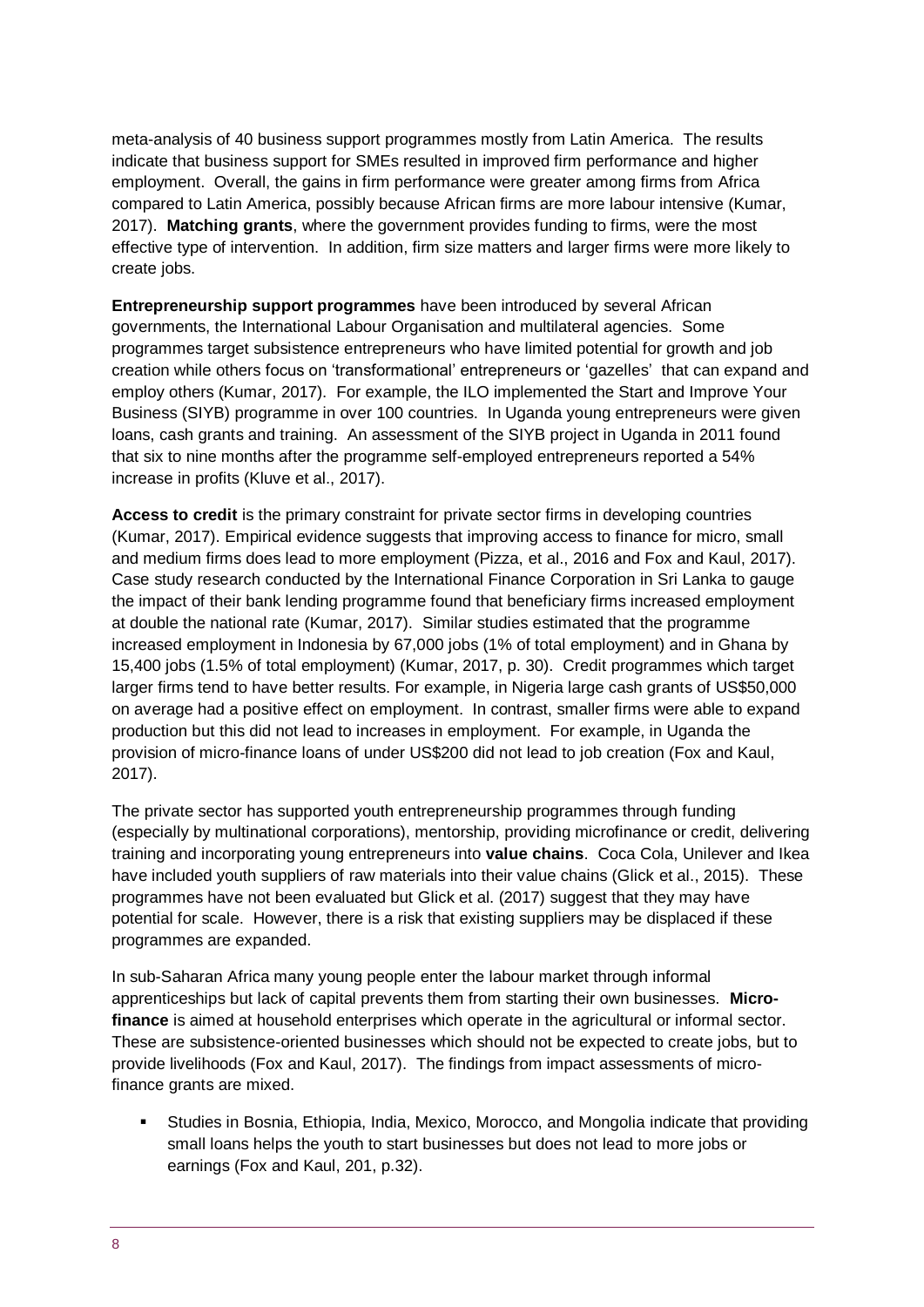meta-analysis of 40 business support programmes mostly from Latin America. The results indicate that business support for SMEs resulted in improved firm performance and higher employment. Overall, the gains in firm performance were greater among firms from Africa compared to Latin America, possibly because African firms are more labour intensive (Kumar, 2017). **Matching grants**, where the government provides funding to firms, were the most effective type of intervention. In addition, firm size matters and larger firms were more likely to create jobs.

**Entrepreneurship support programmes** have been introduced by several African governments, the International Labour Organisation and multilateral agencies. Some programmes target subsistence entrepreneurs who have limited potential for growth and job creation while others focus on 'transformational' entrepreneurs or 'gazelles' that can expand and employ others (Kumar, 2017). For example, the ILO implemented the Start and Improve Your Business (SIYB) programme in over 100 countries. In Uganda young entrepreneurs were given loans, cash grants and training. An assessment of the SIYB project in Uganda in 2011 found that six to nine months after the programme self-employed entrepreneurs reported a 54% increase in profits (Kluve et al., 2017).

**Access to credit** is the primary constraint for private sector firms in developing countries (Kumar, 2017). Empirical evidence suggests that improving access to finance for micro, small and medium firms does lead to more employment (Pizza, et al., 2016 and Fox and Kaul, 2017). Case study research conducted by the International Finance Corporation in Sri Lanka to gauge the impact of their bank lending programme found that beneficiary firms increased employment at double the national rate (Kumar, 2017). Similar studies estimated that the programme increased employment in Indonesia by 67,000 jobs (1% of total employment) and in Ghana by 15,400 jobs (1.5% of total employment) (Kumar, 2017, p. 30). Credit programmes which target larger firms tend to have better results. For example, in Nigeria large cash grants of US$50,000 on average had a positive effect on employment. In contrast, smaller firms were able to expand production but this did not lead to increases in employment. For example, in Uganda the provision of micro-finance loans of under US$200 did not lead to job creation (Fox and Kaul, 2017).

The private sector has supported youth entrepreneurship programmes through funding (especially by multinational corporations), mentorship, providing microfinance or credit, delivering training and incorporating young entrepreneurs into **value chains**. Coca Cola, Unilever and Ikea have included youth suppliers of raw materials into their value chains (Glick et al., 2015). These programmes have not been evaluated but Glick et al. (2017) suggest that they may have potential for scale. However, there is a risk that existing suppliers may be displaced if these programmes are expanded.

In sub-Saharan Africa many young people enter the labour market through informal apprenticeships but lack of capital prevents them from starting their own businesses. **Micro-finance** is aimed at household enterprises which operate in the agricultural or informal sector. These are subsistence-oriented businesses which should not be expected to create jobs, but to provide livelihoods (Fox and Kaul, 2017). The findings from impact assessments of micro-finance grants are mixed.

- Studies in Bosnia, Ethiopia, India, Mexico, Morocco, and Mongolia indicate that providing small loans helps the youth to start businesses but does not lead to more jobs or earnings (Fox and Kaul, 201, p.32).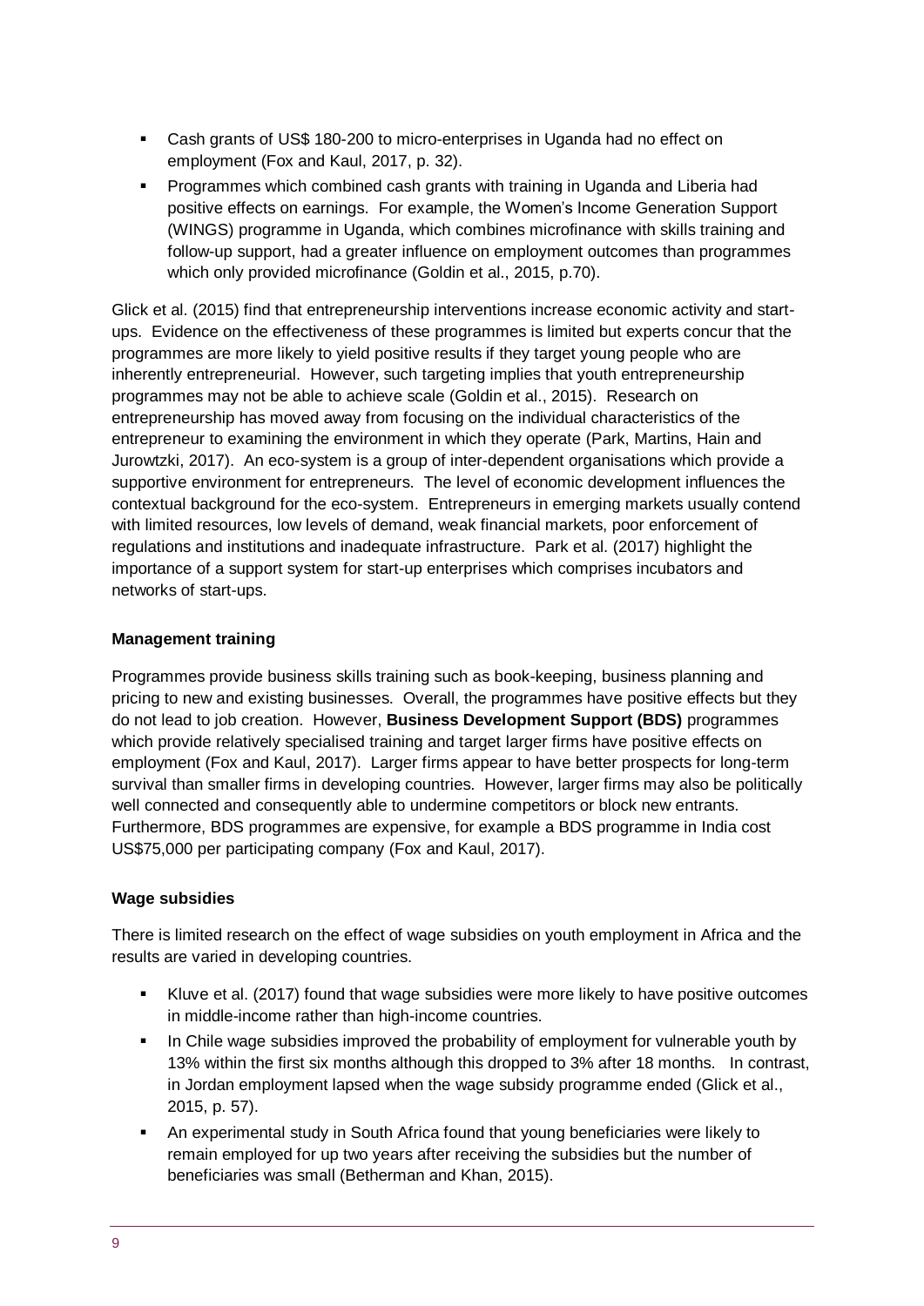- Cash grants of US$ 180-200 to micro-enterprises in Uganda had no effect on employment (Fox and Kaul, 2017, p. 32).
- Programmes which combined cash grants with training in Uganda and Liberia had positive effects on earnings. For example, the Women's Income Generation Support (WINGS) programme in Uganda, which combines microfinance with skills training and follow-up support, had a greater influence on employment outcomes than programmes which only provided microfinance (Goldin et al., 2015, p.70).

Glick et al. (2015) find that entrepreneurship interventions increase economic activity and start-ups. Evidence on the effectiveness of these programmes is limited but experts concur that the programmes are more likely to yield positive results if they target young people who are inherently entrepreneurial. However, such targeting implies that youth entrepreneurship programmes may not be able to achieve scale (Goldin et al., 2015). Research on entrepreneurship has moved away from focusing on the individual characteristics of the entrepreneur to examining the environment in which they operate (Park, Martins, Hain and Jurowtzki, 2017). An eco-system is a group of inter-dependent organisations which provide a supportive environment for entrepreneurs. The level of economic development influences the contextual background for the eco-system. Entrepreneurs in emerging markets usually contend with limited resources, low levels of demand, weak financial markets, poor enforcement of regulations and institutions and inadequate infrastructure. Park et al. (2017) highlight the importance of a support system for start-up enterprises which comprises incubators and networks of start-ups.

**Management training**

Programmes provide business skills training such as book-keeping, business planning and pricing to new and existing businesses. Overall, the programmes have positive effects but they do not lead to job creation. However, **Business Development Support (BDS)** programmes which provide relatively specialised training and target larger firms have positive effects on employment (Fox and Kaul, 2017). Larger firms appear to have better prospects for long-term survival than smaller firms in developing countries. However, larger firms may also be politically well connected and consequently able to undermine competitors or block new entrants. Furthermore, BDS programmes are expensive, for example a BDS programme in India cost US$75,000 per participating company (Fox and Kaul, 2017).

**Wage subsidies**

There is limited research on the effect of wage subsidies on youth employment in Africa and the results are varied in developing countries.

- Kluve et al. (2017) found that wage subsidies were more likely to have positive outcomes in middle-income rather than high-income countries.
- In Chile wage subsidies improved the probability of employment for vulnerable youth by 13% within the first six months although this dropped to 3% after 18 months. In contrast, in Jordan employment lapsed when the wage subsidy programme ended (Glick et al., 2015, p. 57).
- An experimental study in South Africa found that young beneficiaries were likely to remain employed for up two years after receiving the subsidies but the number of beneficiaries was small (Betherman and Khan, 2015).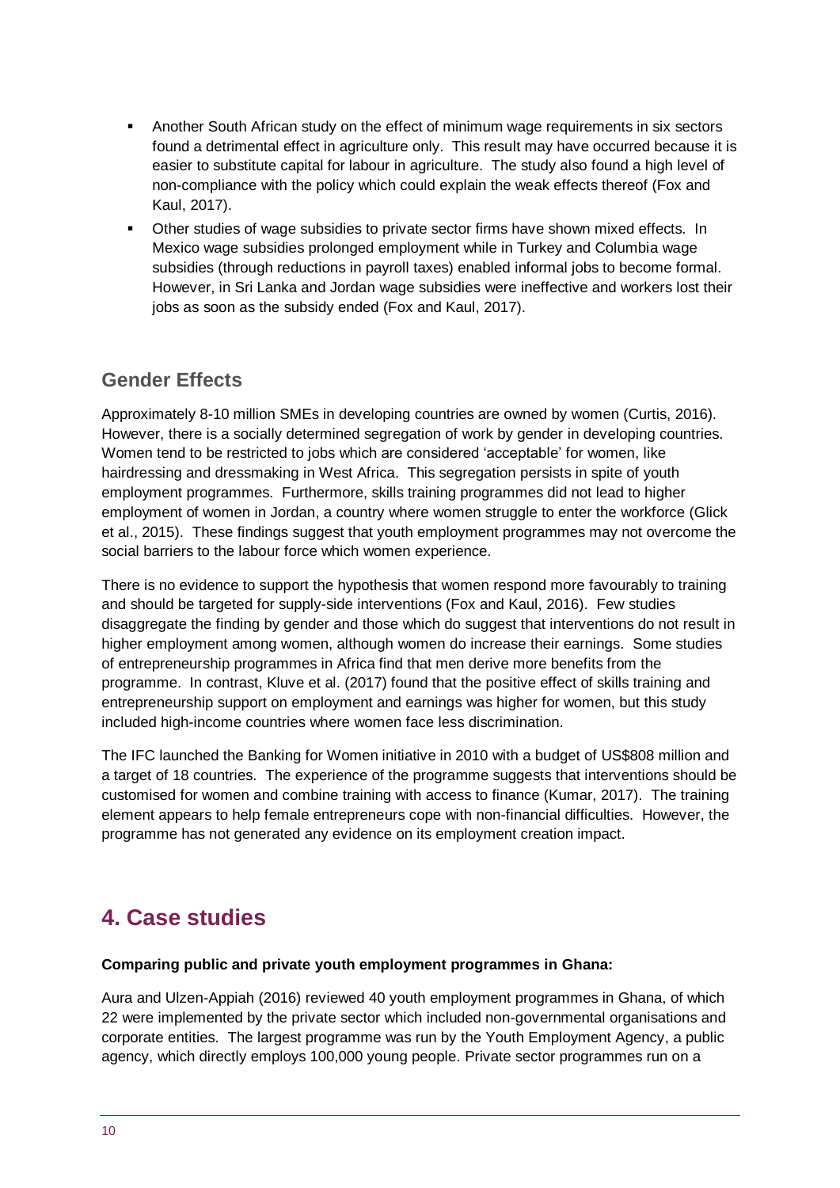- Another South African study on the effect of minimum wage requirements in six sectors found a detrimental effect in agriculture only. This result may have occurred because it is easier to substitute capital for labour in agriculture. The study also found a high level of non-compliance with the policy which could explain the weak effects thereof (Fox and Kaul, 2017).
- Other studies of wage subsidies to private sector firms have shown mixed effects. In Mexico wage subsidies prolonged employment while in Turkey and Columbia wage subsidies (through reductions in payroll taxes) enabled informal jobs to become formal. However, in Sri Lanka and Jordan wage subsidies were ineffective and workers lost their jobs as soon as the subsidy ended (Fox and Kaul, 2017).

## Gender Effects

Approximately 8-10 million SMEs in developing countries are owned by women (Curtis, 2016). However, there is a socially determined segregation of work by gender in developing countries. Women tend to be restricted to jobs which are considered 'acceptable' for women, like hairdressing and dressmaking in West Africa. This segregation persists in spite of youth employment programmes. Furthermore, skills training programmes did not lead to higher employment of women in Jordan, a country where women struggle to enter the workforce (Glick et al., 2015). These findings suggest that youth employment programmes may not overcome the social barriers to the labour force which women experience.

There is no evidence to support the hypothesis that women respond more favourably to training and should be targeted for supply-side interventions (Fox and Kaul, 2016). Few studies disaggregate the finding by gender and those which do suggest that interventions do not result in higher employment among women, although women do increase their earnings. Some studies of entrepreneurship programmes in Africa find that men derive more benefits from the programme. In contrast, Kluve et al. (2017) found that the positive effect of skills training and entrepreneurship support on employment and earnings was higher for women, but this study included high-income countries where women face less discrimination.

The IFC launched the Banking for Women initiative in 2010 with a budget of US$808 million and a target of 18 countries. The experience of the programme suggests that interventions should be customised for women and combine training with access to finance (Kumar, 2017). The training element appears to help female entrepreneurs cope with non-financial difficulties. However, the programme has not generated any evidence on its employment creation impact.

# 4. Case studies

**Comparing public and private youth employment programmes in Ghana:**

Aura and Ulzen-Appiah (2016) reviewed 40 youth employment programmes in Ghana, of which 22 were implemented by the private sector which included non-governmental organisations and corporate entities. The largest programme was run by the Youth Employment Agency, a public agency, which directly employs 100,000 young people. Private sector programmes run on a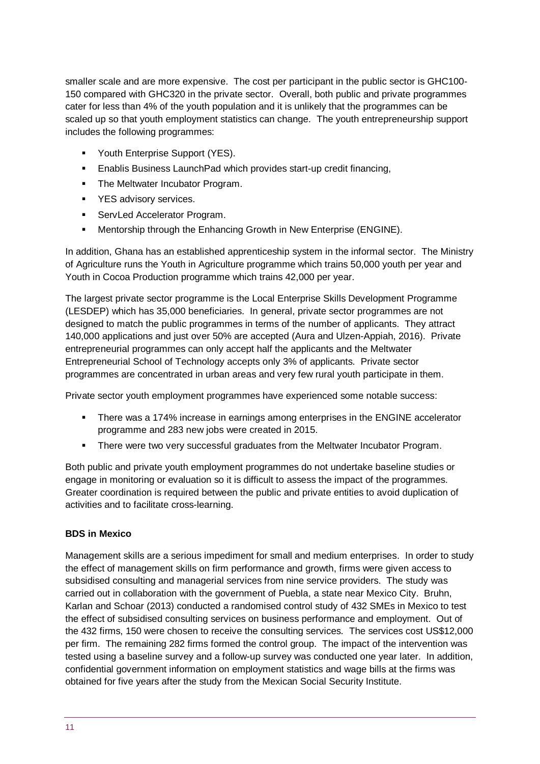smaller scale and are more expensive. The cost per participant in the public sector is GHC100-150 compared with GHC320 in the private sector. Overall, both public and private programmes cater for less than 4% of the youth population and it is unlikely that the programmes can be scaled up so that youth employment statistics can change. The youth entrepreneurship support includes the following programmes:

- Youth Enterprise Support (YES).
- Enablis Business LaunchPad which provides start-up credit financing,
- The Meltwater Incubator Program.
- YES advisory services.
- ServLed Accelerator Program.
- Mentorship through the Enhancing Growth in New Enterprise (ENGINE).

In addition, Ghana has an established apprenticeship system in the informal sector. The Ministry of Agriculture runs the Youth in Agriculture programme which trains 50,000 youth per year and Youth in Cocoa Production programme which trains 42,000 per year.

The largest private sector programme is the Local Enterprise Skills Development Programme (LESDEP) which has 35,000 beneficiaries. In general, private sector programmes are not designed to match the public programmes in terms of the number of applicants. They attract 140,000 applications and just over 50% are accepted (Aura and Ulzen-Appiah, 2016). Private entrepreneurial programmes can only accept half the applicants and the Meltwater Entrepreneurial School of Technology accepts only 3% of applicants. Private sector programmes are concentrated in urban areas and very few rural youth participate in them.

Private sector youth employment programmes have experienced some notable success:

- There was a 174% increase in earnings among enterprises in the ENGINE accelerator programme and 283 new jobs were created in 2015.
- There were two very successful graduates from the Meltwater Incubator Program.

Both public and private youth employment programmes do not undertake baseline studies or engage in monitoring or evaluation so it is difficult to assess the impact of the programmes. Greater coordination is required between the public and private entities to avoid duplication of activities and to facilitate cross-learning.

**BDS in Mexico**

Management skills are a serious impediment for small and medium enterprises. In order to study the effect of management skills on firm performance and growth, firms were given access to subsidised consulting and managerial services from nine service providers. The study was carried out in collaboration with the government of Puebla, a state near Mexico City. Bruhn, Karlan and Schoar (2013) conducted a randomised control study of 432 SMEs in Mexico to test the effect of subsidised consulting services on business performance and employment. Out of the 432 firms, 150 were chosen to receive the consulting services. The services cost US$12,000 per firm. The remaining 282 firms formed the control group. The impact of the intervention was tested using a baseline survey and a follow-up survey was conducted one year later. In addition, confidential government information on employment statistics and wage bills at the firms was obtained for five years after the study from the Mexican Social Security Institute.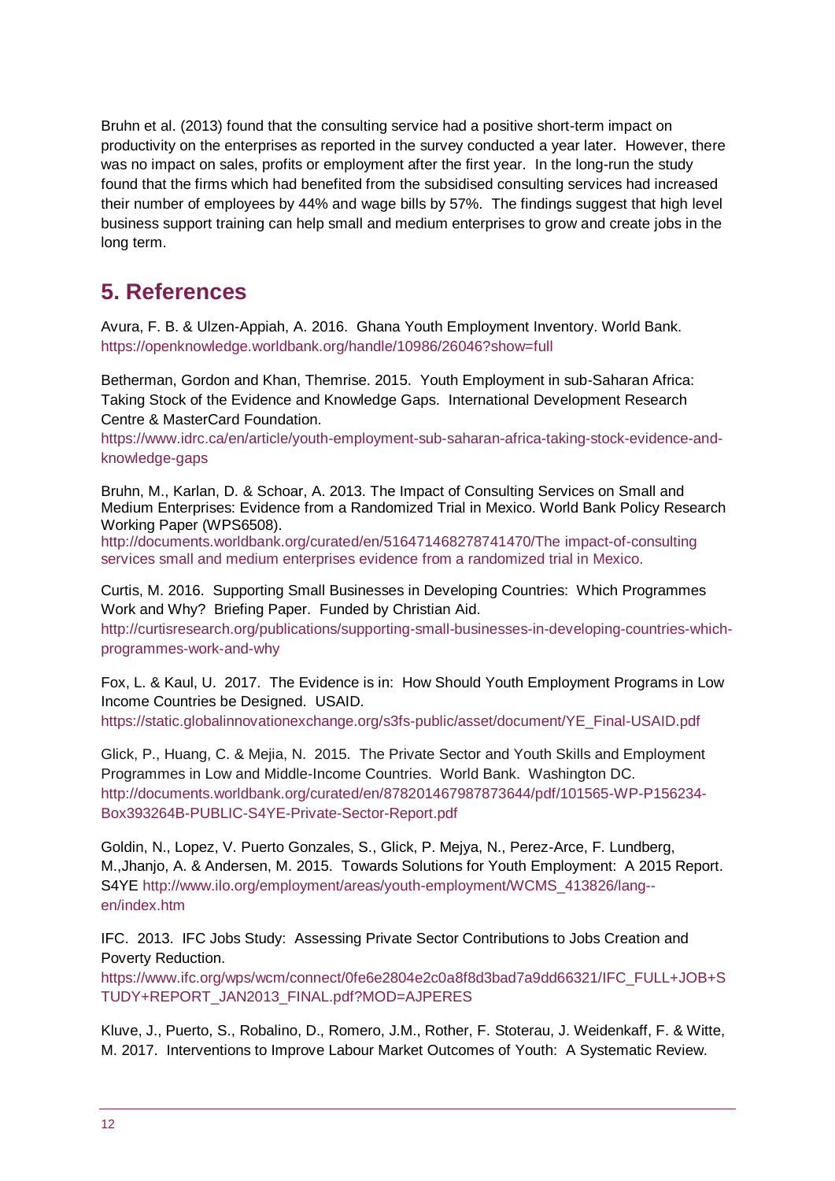Bruhn et al. (2013) found that the consulting service had a positive short-term impact on productivity on the enterprises as reported in the survey conducted a year later. However, there was no impact on sales, profits or employment after the first year. In the long-run the study found that the firms which had benefited from the subsidised consulting services had increased their number of employees by 44% and wage bills by 57%. The findings suggest that high level business support training can help small and medium enterprises to grow and create jobs in the long term.

# 5. References

Avura, F. B. & Ulzen-Appiah, A. 2016. Ghana Youth Employment Inventory. World Bank. https://openknowledge.worldbank.org/handle/10986/26046?show=full

Betherman, Gordon and Khan, Themrise. 2015. Youth Employment in sub-Saharan Africa: Taking Stock of the Evidence and Knowledge Gaps. International Development Research Centre & MasterCard Foundation. https://www.idrc.ca/en/article/youth-employment-sub-saharan-africa-taking-stock-evidence-and-knowledge-gaps

Bruhn, M., Karlan, D. & Schoar, A. 2013. The Impact of Consulting Services on Small and Medium Enterprises: Evidence from a Randomized Trial in Mexico. World Bank Policy Research Working Paper (WPS6508). http://documents.worldbank.org/curated/en/516471468278741470/The impact-of-consulting services small and medium enterprises evidence from a randomized trial in Mexico.

Curtis, M. 2016. Supporting Small Businesses in Developing Countries: Which Programmes Work and Why? Briefing Paper. Funded by Christian Aid. http://curtisresearch.org/publications/supporting-small-businesses-in-developing-countries-which-programmes-work-and-why

Fox, L. & Kaul, U. 2017. The Evidence is in: How Should Youth Employment Programs in Low Income Countries be Designed. USAID. https://static.globalinnovationexchange.org/s3fs-public/asset/document/YE_Final-USAID.pdf

Glick, P., Huang, C. & Mejia, N. 2015. The Private Sector and Youth Skills and Employment Programmes in Low and Middle-Income Countries. World Bank. Washington DC. http://documents.worldbank.org/curated/en/878201467987873644/pdf/101565-WP-P156234-Box393264B-PUBLIC-S4YE-Private-Sector-Report.pdf

Goldin, N., Lopez, V. Puerto Gonzales, S., Glick, P. Mejya, N., Perez-Arce, F. Lundberg, M.,Jhanjo, A. & Andersen, M. 2015. Towards Solutions for Youth Employment: A 2015 Report. S4YE http://www.ilo.org/employment/areas/youth-employment/WCMS_413826/lang--en/index.htm

IFC. 2013. IFC Jobs Study: Assessing Private Sector Contributions to Jobs Creation and Poverty Reduction. https://www.ifc.org/wps/wcm/connect/0fe6e2804e2c0a8f8d3bad7a9dd66321/IFC_FULL+JOB+STUDY+REPORT_JAN2013_FINAL.pdf?MOD=AJPERES

Kluve, J., Puerto, S., Robalino, D., Romero, J.M., Rother, F. Stoterau, J. Weidenkaff, F. & Witte, M. 2017. Interventions to Improve Labour Market Outcomes of Youth: A Systematic Review.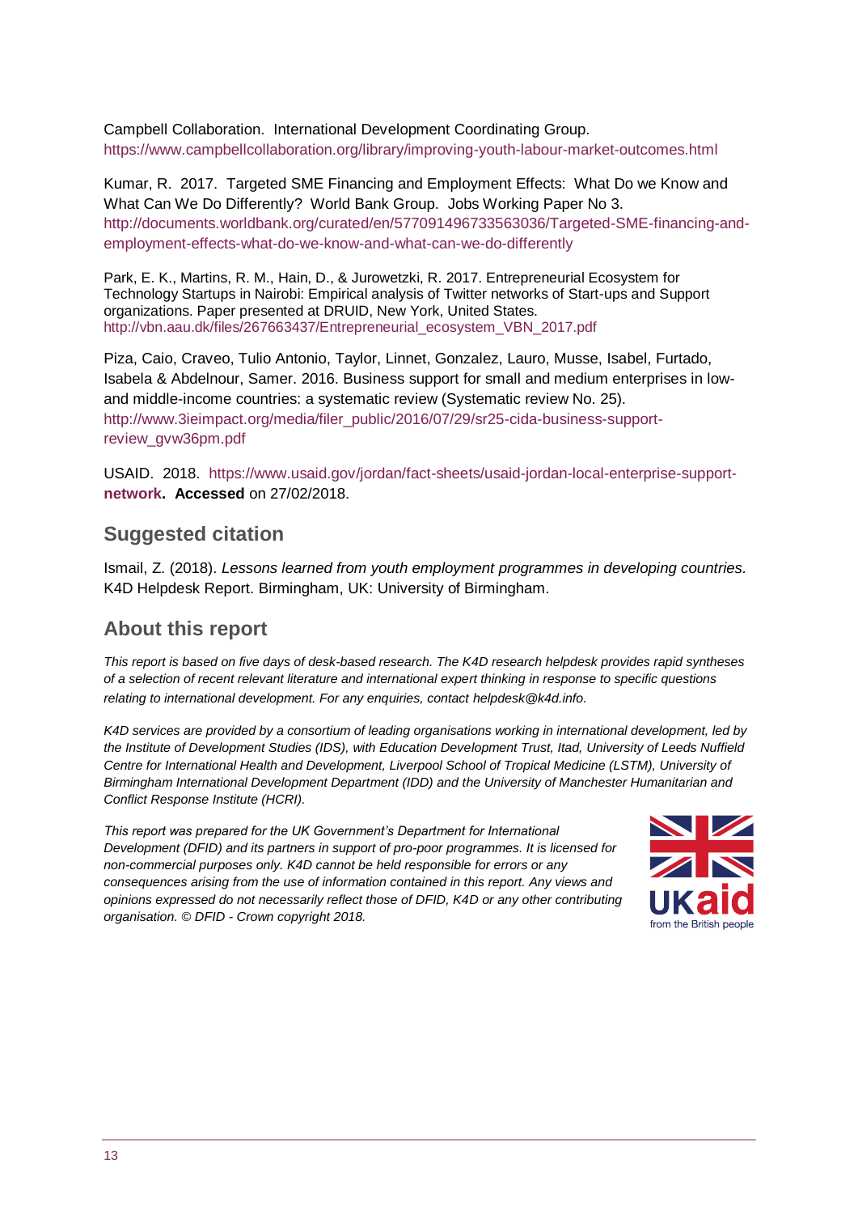Campbell Collaboration. International Development Coordinating Group. https://www.campbellcollaboration.org/library/improving-youth-labour-market-outcomes.html

Kumar, R. 2017. Targeted SME Financing and Employment Effects: What Do we Know and What Can We Do Differently? World Bank Group. Jobs Working Paper No 3. http://documents.worldbank.org/curated/en/577091496733563036/Targeted-SME-financing-and-employment-effects-what-do-we-know-and-what-can-we-do-differently

Park, E. K., Martins, R. M., Hain, D., & Jurowetzki, R. 2017. Entrepreneurial Ecosystem for Technology Startups in Nairobi: Empirical analysis of Twitter networks of Start-ups and Support organizations. Paper presented at DRUID, New York, United States. http://vbn.aau.dk/files/267663437/Entrepreneurial_ecosystem_VBN_2017.pdf

Piza, Caio, Craveo, Tulio Antonio, Taylor, Linnet, Gonzalez, Lauro, Musse, Isabel, Furtado, Isabela & Abdelnour, Samer. 2016. Business support for small and medium enterprises in low- and middle-income countries: a systematic review (Systematic review No. 25). http://www.3ieimpact.org/media/filer_public/2016/07/29/sr25-cida-business-support-review_gvw36pm.pdf

USAID. 2018. https://www.usaid.gov/jordan/fact-sheets/usaid-jordan-local-enterprise-support-**network**. **Accessed** on 27/02/2018.

## Suggested citation

Ismail, Z. (2018). *Lessons learned from youth employment programmes in developing countries.* K4D Helpdesk Report. Birmingham, UK: University of Birmingham.

## About this report

*This report is based on five days of desk-based research. The K4D research helpdesk provides rapid syntheses of a selection of recent relevant literature and international expert thinking in response to specific questions relating to international development. For any enquiries, contact helpdesk@k4d.info.*

*K4D services are provided by a consortium of leading organisations working in international development, led by the Institute of Development Studies (IDS), with Education Development Trust, Itad, University of Leeds Nuffield Centre for International Health and Development, Liverpool School of Tropical Medicine (LSTM), University of Birmingham International Development Department (IDD) and the University of Manchester Humanitarian and Conflict Response Institute (HCRI).*

*This report was prepared for the UK Government's Department for International Development (DFID) and its partners in support of pro-poor programmes. It is licensed for non-commercial purposes only. K4D cannot be held responsible for errors or any consequences arising from the use of information contained in this report. Any views and opinions expressed do not necessarily reflect those of DFID, K4D or any other contributing organisation. © DFID - Crown copyright 2018.*

UKaid
from the British people